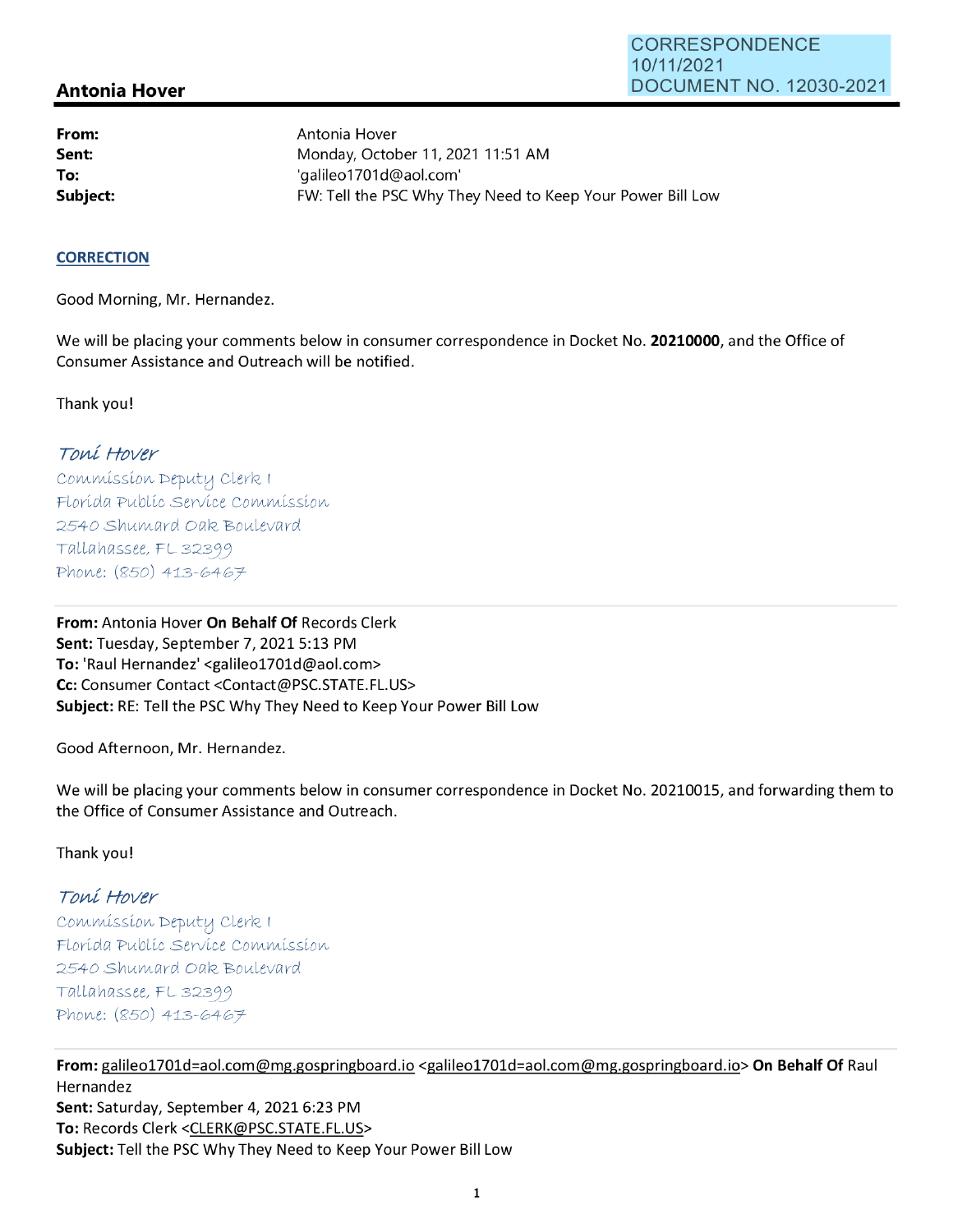CORRESPONDENCE
10/11/2021
DOCUMENT NO. 12030-2021

## Antonia Hover

| | |
|---|---|
| **From:** | Antonia Hover |
| **Sent:** | Monday, October 11, 2021 11:51 AM |
| **To:** | 'galileo1701d@aol.com' |
| **Subject:** | FW: Tell the PSC Why They Need to Keep Your Power Bill Low |

**CORRECTION**

Good Morning, Mr. Hernandez.

We will be placing your comments below in consumer correspondence in Docket No. **20210000**, and the Office of Consumer Assistance and Outreach will be notified.

Thank you!

*Toni Hover*
*Commission Deputy Clerk I*
*Florida Public Service Commission*
*2540 Shumard Oak Boulevard*
*Tallahassee, FL 32399*
*Phone: (850) 413-6467*

---

**From:** Antonia Hover **On Behalf Of** Records Clerk
**Sent:** Tuesday, September 7, 2021 5:13 PM
**To:** 'Raul Hernandez' <galileo1701d@aol.com>
**Cc:** Consumer Contact <Contact@PSC.STATE.FL.US>
**Subject:** RE: Tell the PSC Why They Need to Keep Your Power Bill Low

Good Afternoon, Mr. Hernandez.

We will be placing your comments below in consumer correspondence in Docket No. 20210015, and forwarding them to the Office of Consumer Assistance and Outreach.

Thank you!

*Toni Hover*
*Commission Deputy Clerk I*
*Florida Public Service Commission*
*2540 Shumard Oak Boulevard*
*Tallahassee, FL 32399*
*Phone: (850) 413-6467*

---

**From:** galileo1701d=aol.com@mg.gospringboard.io <galileo1701d=aol.com@mg.gospringboard.io> **On Behalf Of** Raul Hernandez
**Sent:** Saturday, September 4, 2021 6:23 PM
**To:** Records Clerk <CLERK@PSC.STATE.FL.US>
**Subject:** Tell the PSC Why They Need to Keep Your Power Bill Low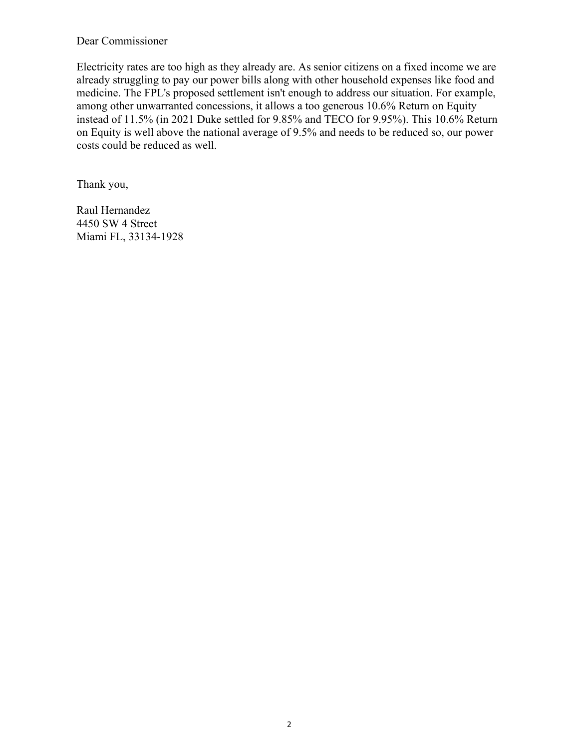Dear Commissioner

Electricity rates are too high as they already are. As senior citizens on a fixed income we are already struggling to pay our power bills along with other household expenses like food and medicine. The FPL's proposed settlement isn't enough to address our situation. For example, among other unwarranted concessions, it allows a too generous 10.6% Return on Equity instead of 11.5% (in 2021 Duke settled for 9.85% and TECO for 9.95%). This 10.6% Return on Equity is well above the national average of 9.5% and needs to be reduced so, our power costs could be reduced as well.

Thank you,

Raul Hernandez
4450 SW 4 Street
Miami FL, 33134-1928